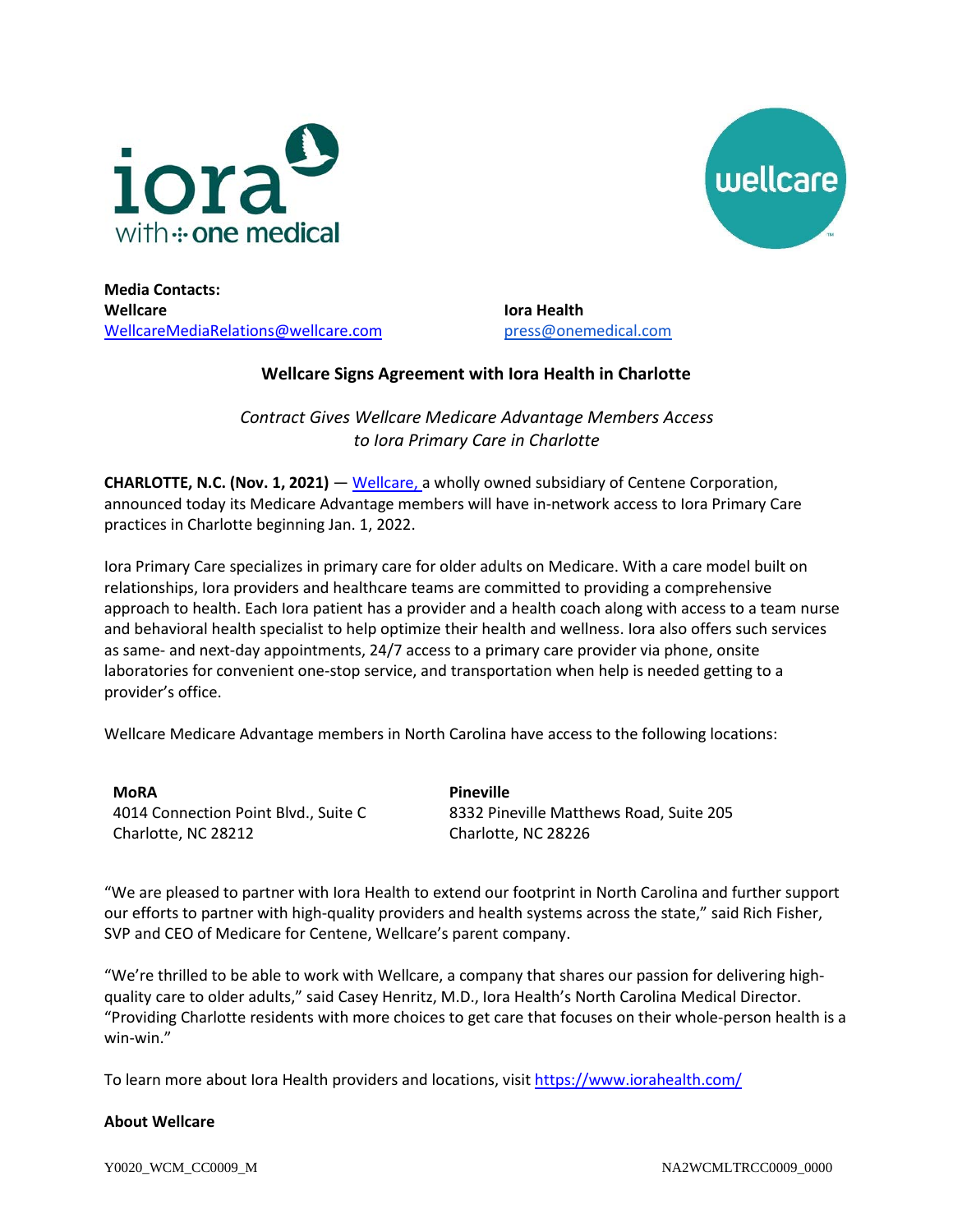**Media Contacts:**

**Wellcare**
WellcareMediaRelations@wellcare.com

**Iora Health**
press@onemedical.com

## Wellcare Signs Agreement with Iora Health in Charlotte

*Contract Gives Wellcare Medicare Advantage Members Access to Iora Primary Care in Charlotte*

**CHARLOTTE, N.C. (Nov. 1, 2021)** — Wellcare, a wholly owned subsidiary of Centene Corporation, announced today its Medicare Advantage members will have in-network access to Iora Primary Care practices in Charlotte beginning Jan. 1, 2022.

Iora Primary Care specializes in primary care for older adults on Medicare. With a care model built on relationships, Iora providers and healthcare teams are committed to providing a comprehensive approach to health. Each Iora patient has a provider and a health coach along with access to a team nurse and behavioral health specialist to help optimize their health and wellness. Iora also offers such services as same- and next-day appointments, 24/7 access to a primary care provider via phone, onsite laboratories for convenient one-stop service, and transportation when help is needed getting to a provider's office.

Wellcare Medicare Advantage members in North Carolina have access to the following locations:

**MoRA**
4014 Connection Point Blvd., Suite C
Charlotte, NC 28212

**Pineville**
8332 Pineville Matthews Road, Suite 205
Charlotte, NC 28226

"We are pleased to partner with Iora Health to extend our footprint in North Carolina and further support our efforts to partner with high-quality providers and health systems across the state," said Rich Fisher, SVP and CEO of Medicare for Centene, Wellcare's parent company.

"We're thrilled to be able to work with Wellcare, a company that shares our passion for delivering high-quality care to older adults," said Casey Henritz, M.D., Iora Health's North Carolina Medical Director. "Providing Charlotte residents with more choices to get care that focuses on their whole-person health is a win-win."

To learn more about Iora Health providers and locations, visit https://www.iorahealth.com/

**About Wellcare**

Y0020_WCM_CC0009_M NA2WCMLTRCC0009_0000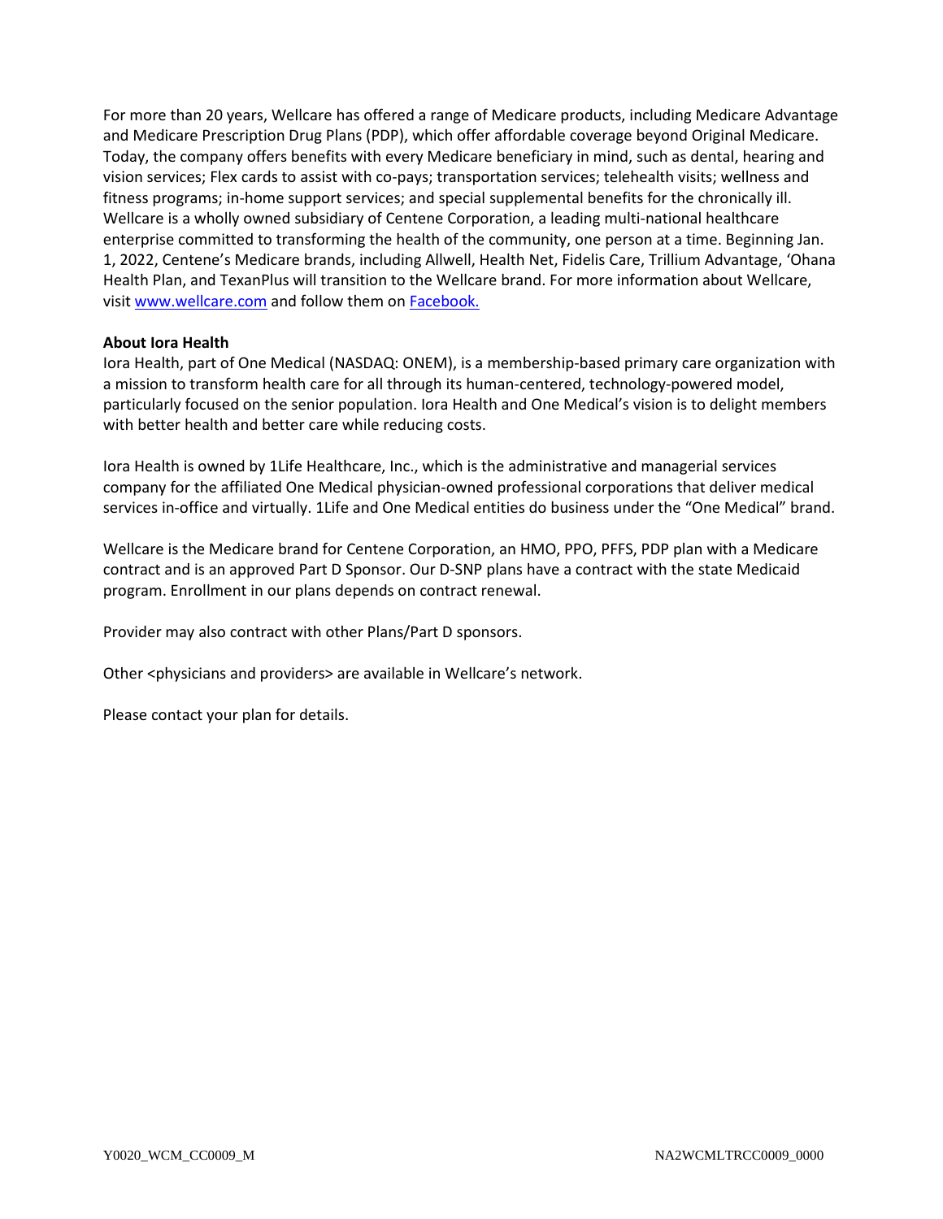For more than 20 years, Wellcare has offered a range of Medicare products, including Medicare Advantage and Medicare Prescription Drug Plans (PDP), which offer affordable coverage beyond Original Medicare. Today, the company offers benefits with every Medicare beneficiary in mind, such as dental, hearing and vision services; Flex cards to assist with co-pays; transportation services; telehealth visits; wellness and fitness programs; in-home support services; and special supplemental benefits for the chronically ill. Wellcare is a wholly owned subsidiary of Centene Corporation, a leading multi-national healthcare enterprise committed to transforming the health of the community, one person at a time. Beginning Jan. 1, 2022, Centene's Medicare brands, including Allwell, Health Net, Fidelis Care, Trillium Advantage, 'Ohana Health Plan, and TexanPlus will transition to the Wellcare brand. For more information about Wellcare, visit [www.wellcare.com](http://www.wellcare.com) and follow them on [Facebook.](https://www.facebook.com)

**About Iora Health**

Iora Health, part of One Medical (NASDAQ: ONEM), is a membership-based primary care organization with a mission to transform health care for all through its human-centered, technology-powered model, particularly focused on the senior population. Iora Health and One Medical's vision is to delight members with better health and better care while reducing costs.

Iora Health is owned by 1Life Healthcare, Inc., which is the administrative and managerial services company for the affiliated One Medical physician-owned professional corporations that deliver medical services in-office and virtually. 1Life and One Medical entities do business under the "One Medical" brand.

Wellcare is the Medicare brand for Centene Corporation, an HMO, PPO, PFFS, PDP plan with a Medicare contract and is an approved Part D Sponsor. Our D-SNP plans have a contract with the state Medicaid program. Enrollment in our plans depends on contract renewal.

Provider may also contract with other Plans/Part D sponsors.

Other <physicians and providers> are available in Wellcare's network.

Please contact your plan for details.

Y0020_WCM_CC0009_M NA2WCMLTRCC0009_0000